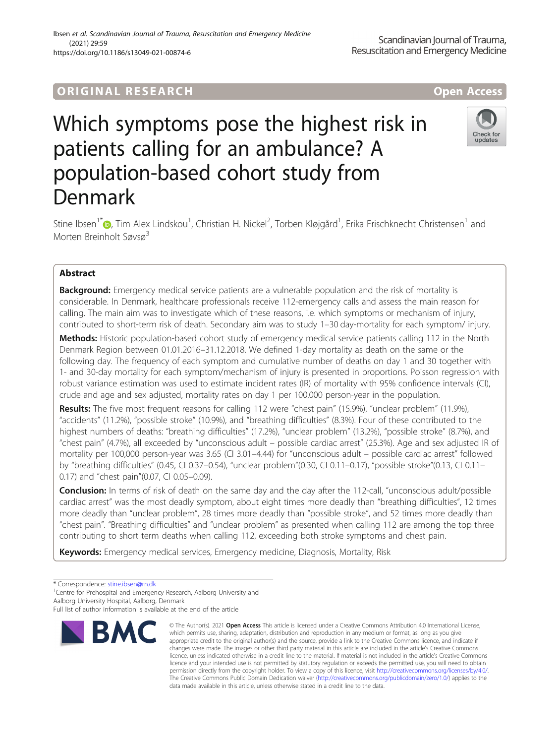ORIGINAL RESEARCH

Open Access

# Which symptoms pose the highest risk in patients calling for an ambulance? A population-based cohort study from Denmark

Stine Ibsen[1*], Tim Alex Lindskou[1], Christian H. Nickel[2], Torben Kløjgård[1], Erika Frischknecht Christensen[1] and Morten Breinholt Søvsø[3]

## Abstract

**Background:** Emergency medical service patients are a vulnerable population and the risk of mortality is considerable. In Denmark, healthcare professionals receive 112-emergency calls and assess the main reason for calling. The main aim was to investigate which of these reasons, i.e. which symptoms or mechanism of injury, contributed to short-term risk of death. Secondary aim was to study 1–30 day-mortality for each symptom/ injury.

**Methods:** Historic population-based cohort study of emergency medical service patients calling 112 in the North Denmark Region between 01.01.2016–31.12.2018. We defined 1-day mortality as death on the same or the following day. The frequency of each symptom and cumulative number of deaths on day 1 and 30 together with 1- and 30-day mortality for each symptom/mechanism of injury is presented in proportions. Poisson regression with robust variance estimation was used to estimate incident rates (IR) of mortality with 95% confidence intervals (CI), crude and age and sex adjusted, mortality rates on day 1 per 100,000 person-year in the population.

**Results:** The five most frequent reasons for calling 112 were "chest pain" (15.9%), "unclear problem" (11.9%), "accidents" (11.2%), "possible stroke" (10.9%), and "breathing difficulties" (8.3%). Four of these contributed to the highest numbers of deaths: "breathing difficulties" (17.2%), "unclear problem" (13.2%), "possible stroke" (8.7%), and "chest pain" (4.7%), all exceeded by "unconscious adult – possible cardiac arrest" (25.3%). Age and sex adjusted IR of mortality per 100,000 person-year was 3.65 (CI 3.01–4.44) for "unconscious adult – possible cardiac arrest" followed by "breathing difficulties" (0.45, CI 0.37–0.54), "unclear problem"(0.30, CI 0.11–0.17), "possible stroke"(0.13, CI 0.11–0.17) and "chest pain"(0.07, CI 0.05–0.09).

**Conclusion:** In terms of risk of death on the same day and the day after the 112-call, "unconscious adult/possible cardiac arrest" was the most deadly symptom, about eight times more deadly than "breathing difficulties", 12 times more deadly than "unclear problem", 28 times more deadly than "possible stroke", and 52 times more deadly than "chest pain". "Breathing difficulties" and "unclear problem" as presented when calling 112 are among the top three contributing to short term deaths when calling 112, exceeding both stroke symptoms and chest pain.

**Keywords:** Emergency medical services, Emergency medicine, Diagnosis, Mortality, Risk

---

* Correspondence: stine.ibsen@rn.dk

[1]Centre for Prehospital and Emergency Research, Aalborg University and Aalborg University Hospital, Aalborg, Denmark

Full list of author information is available at the end of the article

© The Author(s). 2021 **Open Access** This article is licensed under a Creative Commons Attribution 4.0 International License, which permits use, sharing, adaptation, distribution and reproduction in any medium or format, as long as you give appropriate credit to the original author(s) and the source, provide a link to the Creative Commons licence, and indicate if changes were made. The images or other third party material in this article are included in the article's Creative Commons licence, unless indicated otherwise in a credit line to the material. If material is not included in the article's Creative Commons licence and your intended use is not permitted by statutory regulation or exceeds the permitted use, you will need to obtain permission directly from the copyright holder. To view a copy of this licence, visit http://creativecommons.org/licenses/by/4.0/. The Creative Commons Public Domain Dedication waiver (http://creativecommons.org/publicdomain/zero/1.0/) applies to the data made available in this article, unless otherwise stated in a credit line to the data.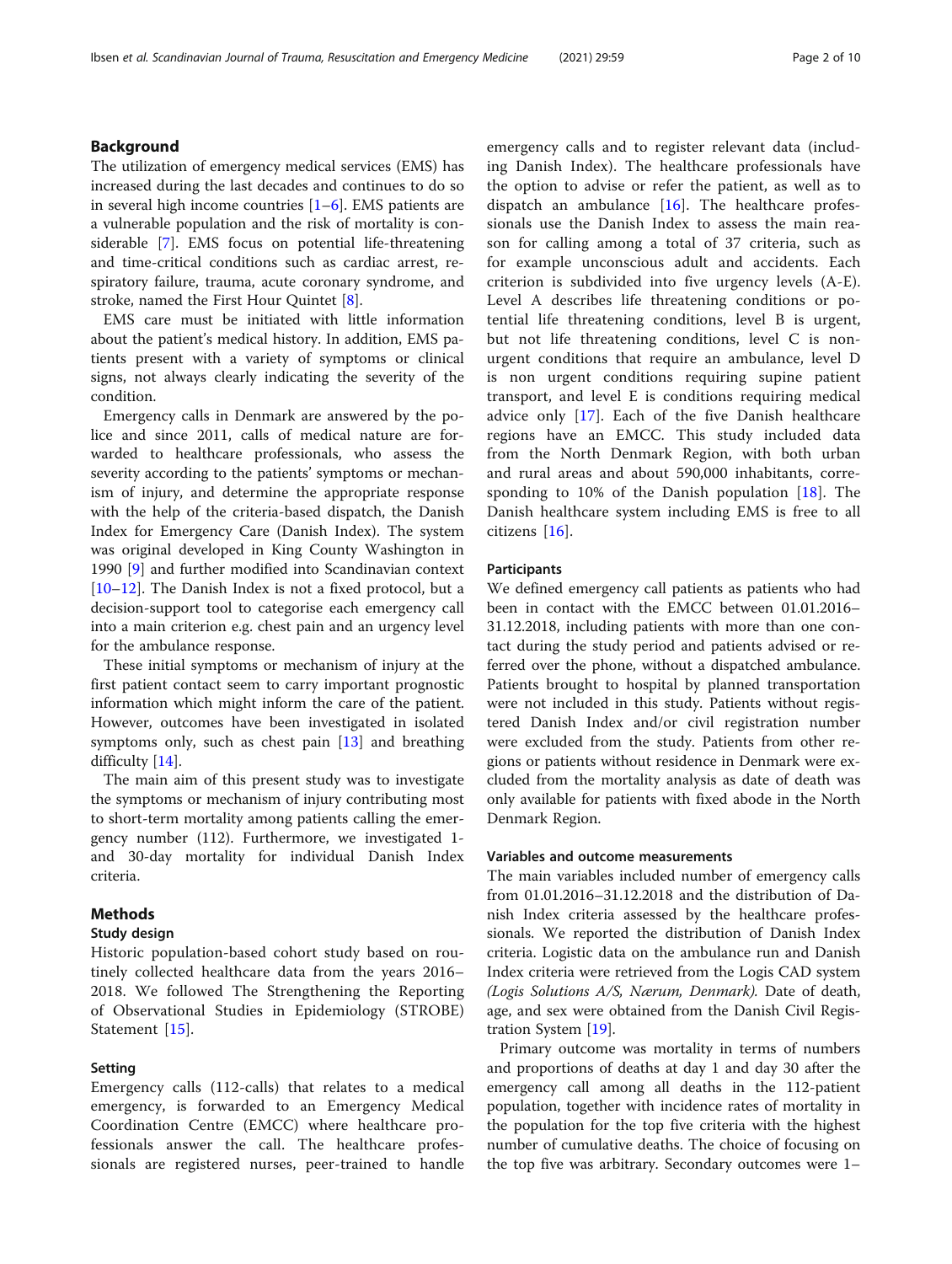## Background

The utilization of emergency medical services (EMS) has increased during the last decades and continues to do so in several high income countries [1–6]. EMS patients are a vulnerable population and the risk of mortality is considerable [7]. EMS focus on potential life-threatening and time-critical conditions such as cardiac arrest, respiratory failure, trauma, acute coronary syndrome, and stroke, named the First Hour Quintet [8].

EMS care must be initiated with little information about the patient's medical history. In addition, EMS patients present with a variety of symptoms or clinical signs, not always clearly indicating the severity of the condition.

Emergency calls in Denmark are answered by the police and since 2011, calls of medical nature are forwarded to healthcare professionals, who assess the severity according to the patients' symptoms or mechanism of injury, and determine the appropriate response with the help of the criteria-based dispatch, the Danish Index for Emergency Care (Danish Index). The system was original developed in King County Washington in 1990 [9] and further modified into Scandinavian context [10–12]. The Danish Index is not a fixed protocol, but a decision-support tool to categorise each emergency call into a main criterion e.g. chest pain and an urgency level for the ambulance response.

These initial symptoms or mechanism of injury at the first patient contact seem to carry important prognostic information which might inform the care of the patient. However, outcomes have been investigated in isolated symptoms only, such as chest pain [13] and breathing difficulty [14].

The main aim of this present study was to investigate the symptoms or mechanism of injury contributing most to short-term mortality among patients calling the emergency number (112). Furthermore, we investigated 1- and 30-day mortality for individual Danish Index criteria.

## Methods

### Study design

Historic population-based cohort study based on routinely collected healthcare data from the years 2016–2018. We followed The Strengthening the Reporting of Observational Studies in Epidemiology (STROBE) Statement [15].

### Setting

Emergency calls (112-calls) that relates to a medical emergency, is forwarded to an Emergency Medical Coordination Centre (EMCC) where healthcare professionals answer the call. The healthcare professionals are registered nurses, peer-trained to handle emergency calls and to register relevant data (including Danish Index). The healthcare professionals have the option to advise or refer the patient, as well as to dispatch an ambulance [16]. The healthcare professionals use the Danish Index to assess the main reason for calling among a total of 37 criteria, such as for example unconscious adult and accidents. Each criterion is subdivided into five urgency levels (A-E). Level A describes life threatening conditions or potential life threatening conditions, level B is urgent, but not life threatening conditions, level C is non-urgent conditions that require an ambulance, level D is non urgent conditions requiring supine patient transport, and level E is conditions requiring medical advice only [17]. Each of the five Danish healthcare regions have an EMCC. This study included data from the North Denmark Region, with both urban and rural areas and about 590,000 inhabitants, corresponding to 10% of the Danish population [18]. The Danish healthcare system including EMS is free to all citizens [16].

### Participants

We defined emergency call patients as patients who had been in contact with the EMCC between 01.01.2016–31.12.2018, including patients with more than one contact during the study period and patients advised or referred over the phone, without a dispatched ambulance. Patients brought to hospital by planned transportation were not included in this study. Patients without registered Danish Index and/or civil registration number were excluded from the study. Patients from other regions or patients without residence in Denmark were excluded from the mortality analysis as date of death was only available for patients with fixed abode in the North Denmark Region.

### Variables and outcome measurements

The main variables included number of emergency calls from 01.01.2016–31.12.2018 and the distribution of Danish Index criteria assessed by the healthcare professionals. We reported the distribution of Danish Index criteria. Logistic data on the ambulance run and Danish Index criteria were retrieved from the Logis CAD system *(Logis Solutions A/S, Nærum, Denmark)*. Date of death, age, and sex were obtained from the Danish Civil Registration System [19].

Primary outcome was mortality in terms of numbers and proportions of deaths at day 1 and day 30 after the emergency call among all deaths in the 112-patient population, together with incidence rates of mortality in the population for the top five criteria with the highest number of cumulative deaths. The choice of focusing on the top five was arbitrary. Secondary outcomes were 1–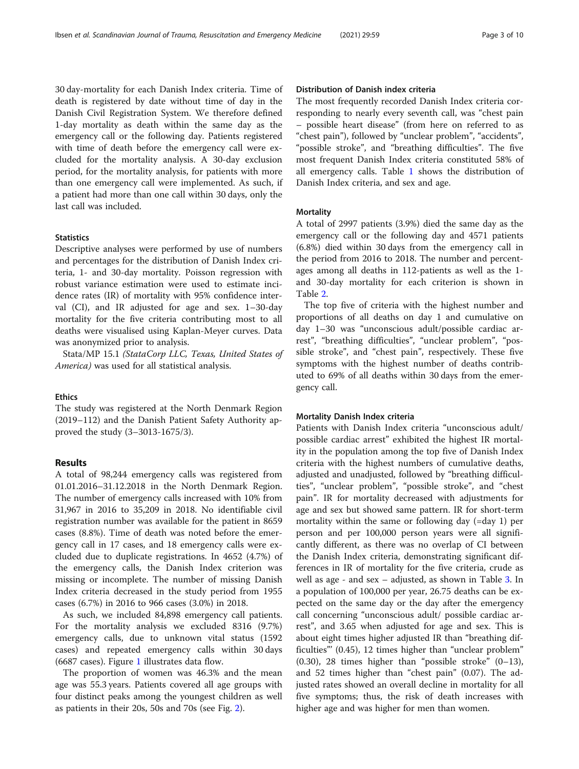30 day-mortality for each Danish Index criteria. Time of death is registered by date without time of day in the Danish Civil Registration System. We therefore defined 1-day mortality as death within the same day as the emergency call or the following day. Patients registered with time of death before the emergency call were excluded for the mortality analysis. A 30-day exclusion period, for the mortality analysis, for patients with more than one emergency call were implemented. As such, if a patient had more than one call within 30 days, only the last call was included.

### Statistics

Descriptive analyses were performed by use of numbers and percentages for the distribution of Danish Index criteria, 1- and 30-day mortality. Poisson regression with robust variance estimation were used to estimate incidence rates (IR) of mortality with 95% confidence interval (CI), and IR adjusted for age and sex. 1–30-day mortality for the five criteria contributing most to all deaths were visualised using Kaplan-Meyer curves. Data was anonymized prior to analysis.

Stata/MP 15.1 *(StataCorp LLC, Texas, United States of America)* was used for all statistical analysis.

### Ethics

The study was registered at the North Denmark Region (2019–112) and the Danish Patient Safety Authority approved the study (3–3013-1675/3).

## Results

A total of 98,244 emergency calls was registered from 01.01.2016–31.12.2018 in the North Denmark Region. The number of emergency calls increased with 10% from 31,967 in 2016 to 35,209 in 2018. No identifiable civil registration number was available for the patient in 8659 cases (8.8%). Time of death was noted before the emergency call in 17 cases, and 18 emergency calls were excluded due to duplicate registrations. In 4652 (4.7%) of the emergency calls, the Danish Index criterion was missing or incomplete. The number of missing Danish Index criteria decreased in the study period from 1955 cases (6.7%) in 2016 to 966 cases (3.0%) in 2018.

As such, we included 84,898 emergency call patients. For the mortality analysis we excluded 8316 (9.7%) emergency calls, due to unknown vital status (1592 cases) and repeated emergency calls within 30 days (6687 cases). Figure 1 illustrates data flow.

The proportion of women was 46.3% and the mean age was 55.3 years. Patients covered all age groups with four distinct peaks among the youngest children as well as patients in their 20s, 50s and 70s (see Fig. 2).

### Distribution of Danish index criteria

The most frequently recorded Danish Index criteria corresponding to nearly every seventh call, was "chest pain – possible heart disease" (from here on referred to as "chest pain"), followed by "unclear problem", "accidents", "possible stroke", and "breathing difficulties". The five most frequent Danish Index criteria constituted 58% of all emergency calls. Table 1 shows the distribution of Danish Index criteria, and sex and age.

### Mortality

A total of 2997 patients (3.9%) died the same day as the emergency call or the following day and 4571 patients (6.8%) died within 30 days from the emergency call in the period from 2016 to 2018. The number and percentages among all deaths in 112-patients as well as the 1- and 30-day mortality for each criterion is shown in Table 2.

The top five of criteria with the highest number and proportions of all deaths on day 1 and cumulative on day 1–30 was "unconscious adult/possible cardiac arrest", "breathing difficulties", "unclear problem", "possible stroke", and "chest pain", respectively. These five symptoms with the highest number of deaths contributed to 69% of all deaths within 30 days from the emergency call.

### Mortality Danish Index criteria

Patients with Danish Index criteria "unconscious adult/possible cardiac arrest" exhibited the highest IR mortality in the population among the top five of Danish Index criteria with the highest numbers of cumulative deaths, adjusted and unadjusted, followed by "breathing difficulties", "unclear problem", "possible stroke", and "chest pain". IR for mortality decreased with adjustments for age and sex but showed same pattern. IR for short-term mortality within the same or following day (=day 1) per person and per 100,000 person years were all significantly different, as there was no overlap of CI between the Danish Index criteria, demonstrating significant differences in IR of mortality for the five criteria, crude as well as age - and sex – adjusted, as shown in Table 3. In a population of 100,000 per year, 26.75 deaths can be expected on the same day or the day after the emergency call concerning "unconscious adult/ possible cardiac arrest", and 3.65 when adjusted for age and sex. This is about eight times higher adjusted IR than "breathing difficulties"' (0.45), 12 times higher than "unclear problem" (0.30), 28 times higher than "possible stroke" (0–13), and 52 times higher than "chest pain" (0.07). The adjusted rates showed an overall decline in mortality for all five symptoms; thus, the risk of death increases with higher age and was higher for men than women.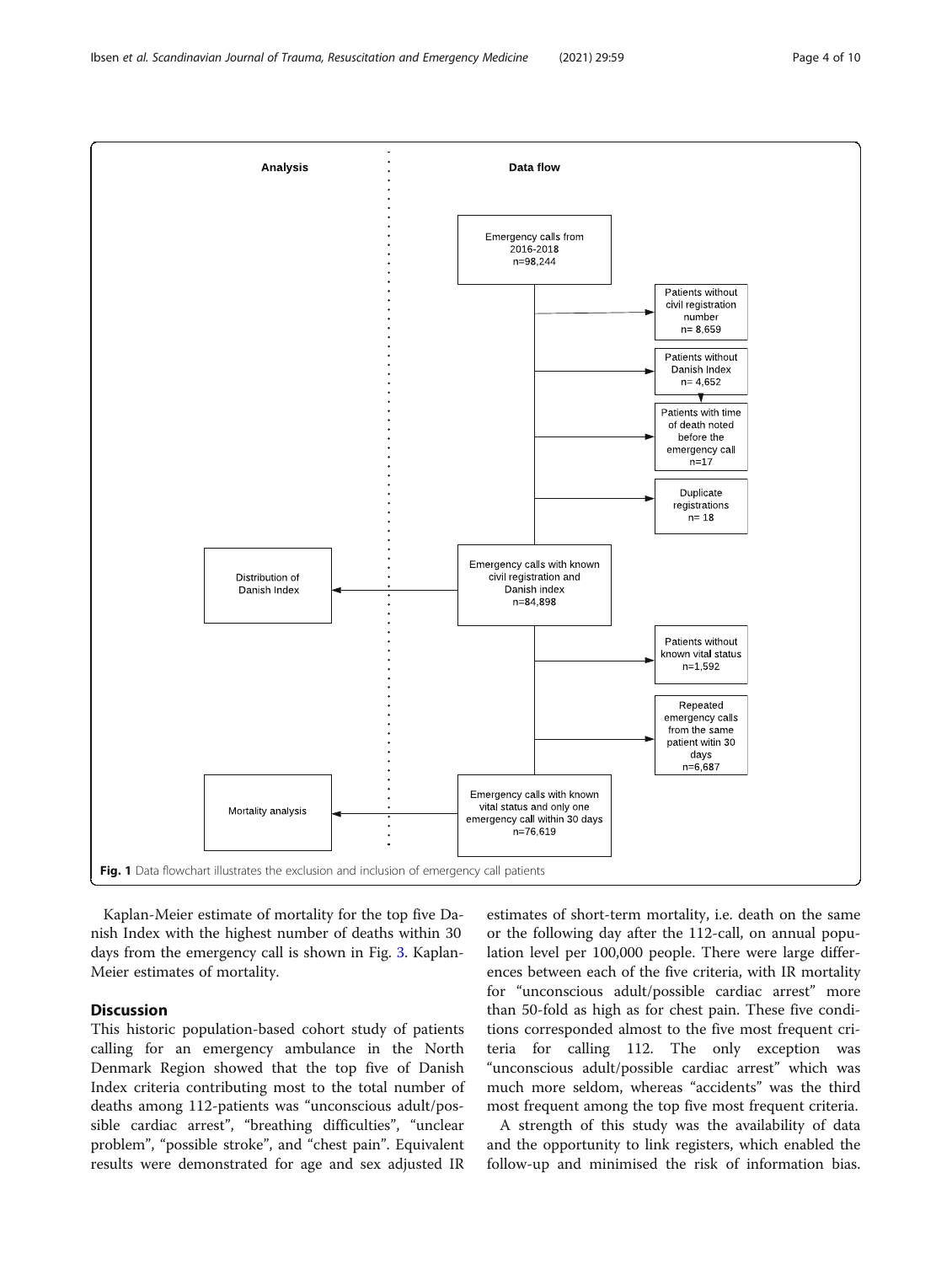**Fig. 1** Data flowchart illustrates the exclusion and inclusion of emergency call patients

Kaplan-Meier estimate of mortality for the top five Danish Index with the highest number of deaths within 30 days from the emergency call is shown in Fig. 3. Kaplan-Meier estimates of mortality.

## Discussion

This historic population-based cohort study of patients calling for an emergency ambulance in the North Denmark Region showed that the top five of Danish Index criteria contributing most to the total number of deaths among 112-patients was "unconscious adult/possible cardiac arrest", "breathing difficulties", "unclear problem", "possible stroke", and "chest pain". Equivalent results were demonstrated for age and sex adjusted IR estimates of short-term mortality, i.e. death on the same or the following day after the 112-call, on annual population level per 100,000 people. There were large differences between each of the five criteria, with IR mortality for "unconscious adult/possible cardiac arrest" more than 50-fold as high as for chest pain. These five conditions corresponded almost to the five most frequent criteria for calling 112. The only exception was "unconscious adult/possible cardiac arrest" which was much more seldom, whereas "accidents" was the third most frequent among the top five most frequent criteria.

A strength of this study was the availability of data and the opportunity to link registers, which enabled the follow-up and minimised the risk of information bias.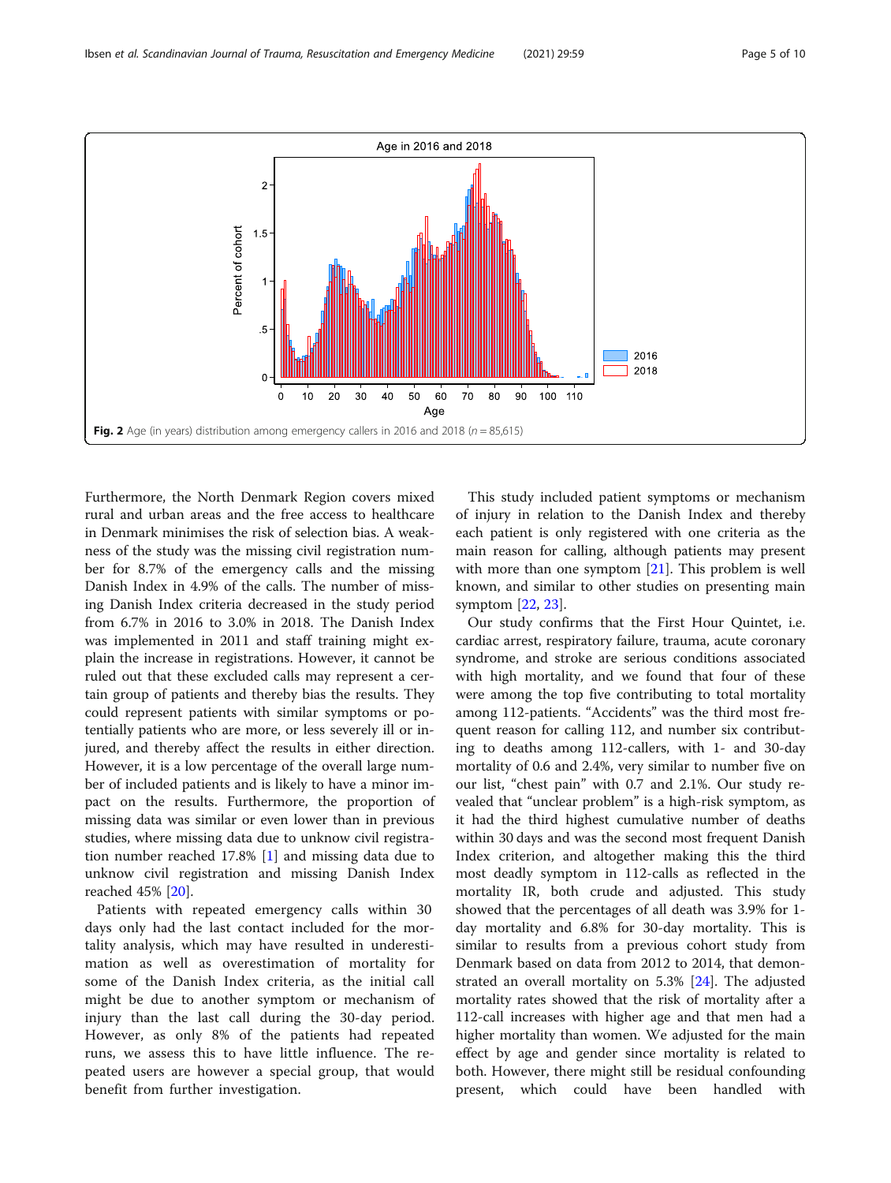Fig. 2 Age (in years) distribution among emergency callers in 2016 and 2018 (n = 85,615)

Furthermore, the North Denmark Region covers mixed rural and urban areas and the free access to healthcare in Denmark minimises the risk of selection bias. A weakness of the study was the missing civil registration number for 8.7% of the emergency calls and the missing Danish Index in 4.9% of the calls. The number of missing Danish Index criteria decreased in the study period from 6.7% in 2016 to 3.0% in 2018. The Danish Index was implemented in 2011 and staff training might explain the increase in registrations. However, it cannot be ruled out that these excluded calls may represent a certain group of patients and thereby bias the results. They could represent patients with similar symptoms or potentially patients who are more, or less severely ill or injured, and thereby affect the results in either direction. However, it is a low percentage of the overall large number of included patients and is likely to have a minor impact on the results. Furthermore, the proportion of missing data was similar or even lower than in previous studies, where missing data due to unknow civil registration number reached 17.8% [1] and missing data due to unknow civil registration and missing Danish Index reached 45% [20].

Patients with repeated emergency calls within 30 days only had the last contact included for the mortality analysis, which may have resulted in underestimation as well as overestimation of mortality for some of the Danish Index criteria, as the initial call might be due to another symptom or mechanism of injury than the last call during the 30-day period. However, as only 8% of the patients had repeated runs, we assess this to have little influence. The repeated users are however a special group, that would benefit from further investigation.

This study included patient symptoms or mechanism of injury in relation to the Danish Index and thereby each patient is only registered with one criteria as the main reason for calling, although patients may present with more than one symptom [21]. This problem is well known, and similar to other studies on presenting main symptom [22, 23].

Our study confirms that the First Hour Quintet, i.e. cardiac arrest, respiratory failure, trauma, acute coronary syndrome, and stroke are serious conditions associated with high mortality, and we found that four of these were among the top five contributing to total mortality among 112-patients. "Accidents" was the third most frequent reason for calling 112, and number six contributing to deaths among 112-callers, with 1- and 30-day mortality of 0.6 and 2.4%, very similar to number five on our list, "chest pain" with 0.7 and 2.1%. Our study revealed that "unclear problem" is a high-risk symptom, as it had the third highest cumulative number of deaths within 30 days and was the second most frequent Danish Index criterion, and altogether making this the third most deadly symptom in 112-calls as reflected in the mortality IR, both crude and adjusted. This study showed that the percentages of all death was 3.9% for 1-day mortality and 6.8% for 30-day mortality. This is similar to results from a previous cohort study from Denmark based on data from 2012 to 2014, that demonstrated an overall mortality on 5.3% [24]. The adjusted mortality rates showed that the risk of mortality after a 112-call increases with higher age and that men had a higher mortality than women. We adjusted for the main effect by age and gender since mortality is related to both. However, there might still be residual confounding present, which could have been handled with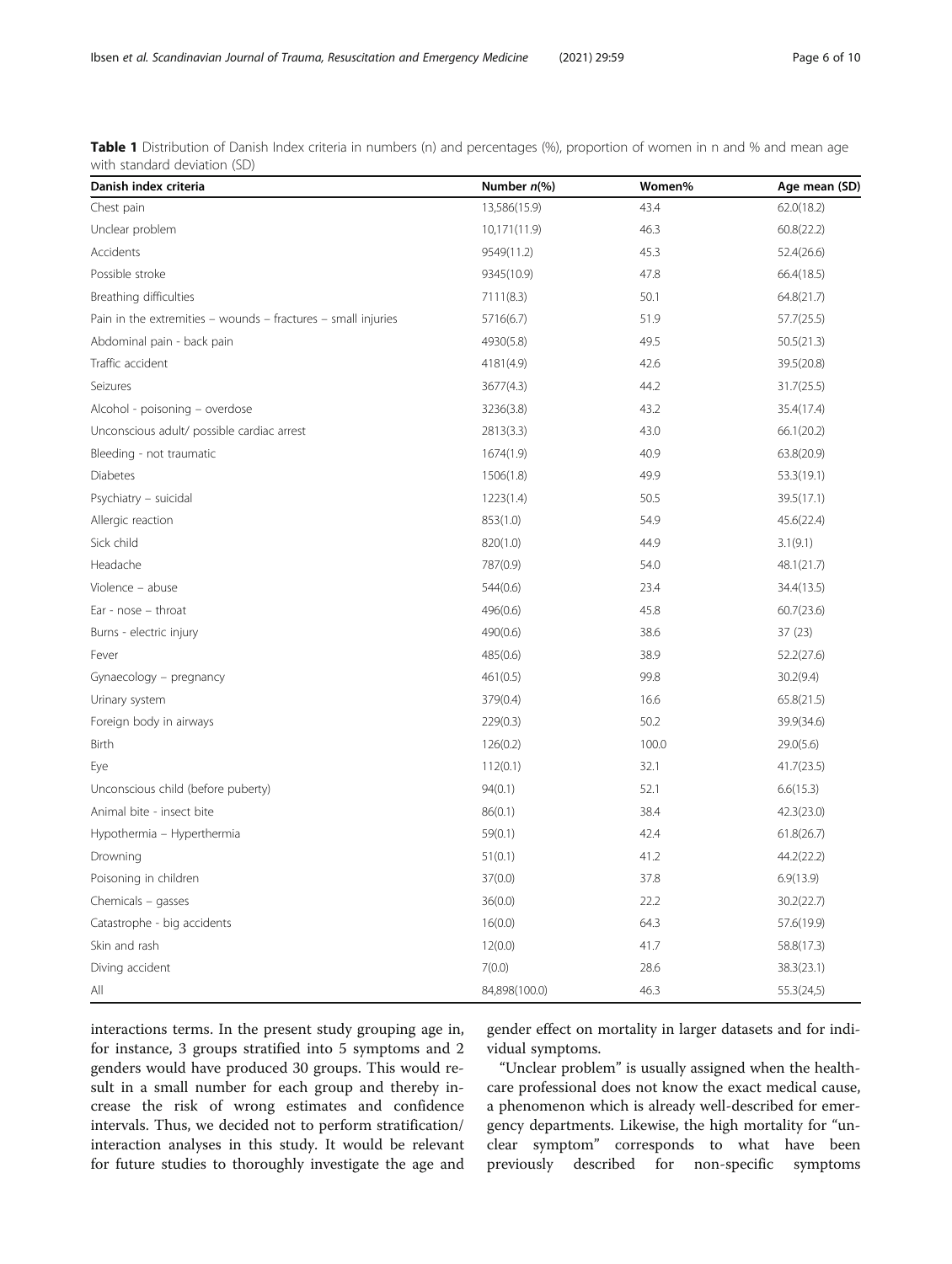**Table 1** Distribution of Danish Index criteria in numbers (n) and percentages (%), proportion of women in n and % and mean age with standard deviation (SD)

| Danish index criteria | Number *n*(%) | Women% | Age mean (SD) |
| --- | --- | --- | --- |
| Chest pain | 13,586(15.9) | 43.4 | 62.0(18.2) |
| Unclear problem | 10,171(11.9) | 46.3 | 60.8(22.2) |
| Accidents | 9549(11.2) | 45.3 | 52.4(26.6) |
| Possible stroke | 9345(10.9) | 47.8 | 66.4(18.5) |
| Breathing difficulties | 7111(8.3) | 50.1 | 64.8(21.7) |
| Pain in the extremities – wounds – fractures – small injuries | 5716(6.7) | 51.9 | 57.7(25.5) |
| Abdominal pain - back pain | 4930(5.8) | 49.5 | 50.5(21.3) |
| Traffic accident | 4181(4.9) | 42.6 | 39.5(20.8) |
| Seizures | 3677(4.3) | 44.2 | 31.7(25.5) |
| Alcohol - poisoning – overdose | 3236(3.8) | 43.2 | 35.4(17.4) |
| Unconscious adult/ possible cardiac arrest | 2813(3.3) | 43.0 | 66.1(20.2) |
| Bleeding - not traumatic | 1674(1.9) | 40.9 | 63.8(20.9) |
| Diabetes | 1506(1.8) | 49.9 | 53.3(19.1) |
| Psychiatry – suicidal | 1223(1.4) | 50.5 | 39.5(17.1) |
| Allergic reaction | 853(1.0) | 54.9 | 45.6(22.4) |
| Sick child | 820(1.0) | 44.9 | 3.1(9.1) |
| Headache | 787(0.9) | 54.0 | 48.1(21.7) |
| Violence – abuse | 544(0.6) | 23.4 | 34.4(13.5) |
| Ear - nose – throat | 496(0.6) | 45.8 | 60.7(23.6) |
| Burns - electric injury | 490(0.6) | 38.6 | 37 (23) |
| Fever | 485(0.6) | 38.9 | 52.2(27.6) |
| Gynaecology – pregnancy | 461(0.5) | 99.8 | 30.2(9.4) |
| Urinary system | 379(0.4) | 16.6 | 65.8(21.5) |
| Foreign body in airways | 229(0.3) | 50.2 | 39.9(34.6) |
| Birth | 126(0.2) | 100.0 | 29.0(5.6) |
| Eye | 112(0.1) | 32.1 | 41.7(23.5) |
| Unconscious child (before puberty) | 94(0.1) | 52.1 | 6.6(15.3) |
| Animal bite - insect bite | 86(0.1) | 38.4 | 42.3(23.0) |
| Hypothermia – Hyperthermia | 59(0.1) | 42.4 | 61.8(26.7) |
| Drowning | 51(0.1) | 41.2 | 44.2(22.2) |
| Poisoning in children | 37(0.0) | 37.8 | 6.9(13.9) |
| Chemicals – gasses | 36(0.0) | 22.2 | 30.2(22.7) |
| Catastrophe - big accidents | 16(0.0) | 64.3 | 57.6(19.9) |
| Skin and rash | 12(0.0) | 41.7 | 58.8(17.3) |
| Diving accident | 7(0.0) | 28.6 | 38.3(23.1) |
| All | 84,898(100.0) | 46.3 | 55.3(24,5) |

interactions terms. In the present study grouping age in, for instance, 3 groups stratified into 5 symptoms and 2 genders would have produced 30 groups. This would result in a small number for each group and thereby increase the risk of wrong estimates and confidence intervals. Thus, we decided not to perform stratification/interaction analyses in this study. It would be relevant for future studies to thoroughly investigate the age and gender effect on mortality in larger datasets and for individual symptoms.

"Unclear problem" is usually assigned when the healthcare professional does not know the exact medical cause, a phenomenon which is already well-described for emergency departments. Likewise, the high mortality for "unclear symptom" corresponds to what have been previously described for non-specific symptoms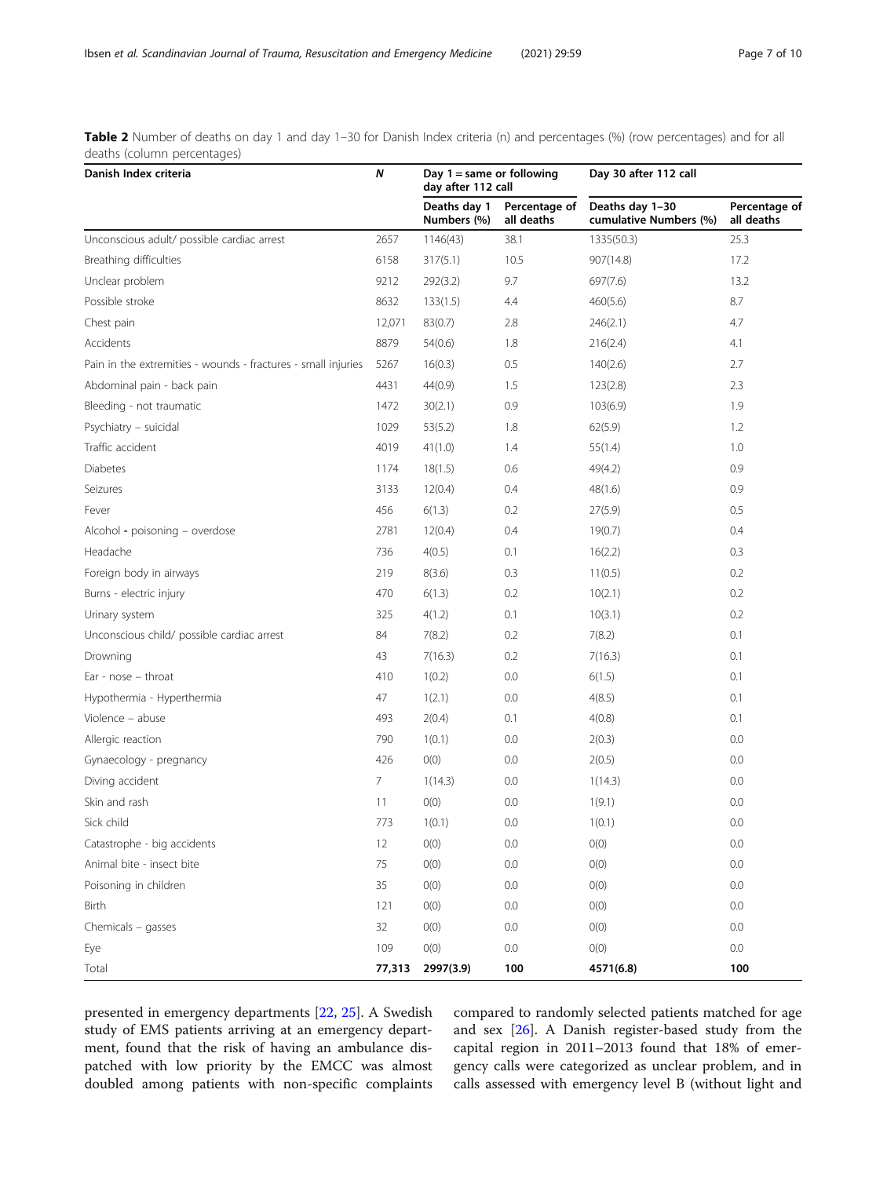**Table 2** Number of deaths on day 1 and day 1–30 for Danish Index criteria (n) and percentages (%) (row percentages) and for all deaths (column percentages)

| Danish Index criteria | *N* | Day 1 = same or following day after 112 call | | Day 30 after 112 call | |
|---|---|---|---|---|---|
| | | Deaths day 1 Numbers (%) | Percentage of all deaths | Deaths day 1–30 cumulative Numbers (%) | Percentage of all deaths |
| Unconscious adult/ possible cardiac arrest | 2657 | 1146(43) | 38.1 | 1335(50.3) | 25.3 |
| Breathing difficulties | 6158 | 317(5.1) | 10.5 | 907(14.8) | 17.2 |
| Unclear problem | 9212 | 292(3.2) | 9.7 | 697(7.6) | 13.2 |
| Possible stroke | 8632 | 133(1.5) | 4.4 | 460(5.6) | 8.7 |
| Chest pain | 12,071 | 83(0.7) | 2.8 | 246(2.1) | 4.7 |
| Accidents | 8879 | 54(0.6) | 1.8 | 216(2.4) | 4.1 |
| Pain in the extremities - wounds - fractures - small injuries | 5267 | 16(0.3) | 0.5 | 140(2.6) | 2.7 |
| Abdominal pain - back pain | 4431 | 44(0.9) | 1.5 | 123(2.8) | 2.3 |
| Bleeding - not traumatic | 1472 | 30(2.1) | 0.9 | 103(6.9) | 1.9 |
| Psychiatry – suicidal | 1029 | 53(5.2) | 1.8 | 62(5.9) | 1.2 |
| Traffic accident | 4019 | 41(1.0) | 1.4 | 55(1.4) | 1.0 |
| Diabetes | 1174 | 18(1.5) | 0.6 | 49(4.2) | 0.9 |
| Seizures | 3133 | 12(0.4) | 0.4 | 48(1.6) | 0.9 |
| Fever | 456 | 6(1.3) | 0.2 | 27(5.9) | 0.5 |
| Alcohol - poisoning – overdose | 2781 | 12(0.4) | 0.4 | 19(0.7) | 0.4 |
| Headache | 736 | 4(0.5) | 0.1 | 16(2.2) | 0.3 |
| Foreign body in airways | 219 | 8(3.6) | 0.3 | 11(0.5) | 0.2 |
| Burns - electric injury | 470 | 6(1.3) | 0.2 | 10(2.1) | 0.2 |
| Urinary system | 325 | 4(1.2) | 0.1 | 10(3.1) | 0.2 |
| Unconscious child/ possible cardiac arrest | 84 | 7(8.2) | 0.2 | 7(8.2) | 0.1 |
| Drowning | 43 | 7(16.3) | 0.2 | 7(16.3) | 0.1 |
| Ear - nose – throat | 410 | 1(0.2) | 0.0 | 6(1.5) | 0.1 |
| Hypothermia - Hyperthermia | 47 | 1(2.1) | 0.0 | 4(8.5) | 0.1 |
| Violence – abuse | 493 | 2(0.4) | 0.1 | 4(0.8) | 0.1 |
| Allergic reaction | 790 | 1(0.1) | 0.0 | 2(0.3) | 0.0 |
| Gynaecology - pregnancy | 426 | 0(0) | 0.0 | 2(0.5) | 0.0 |
| Diving accident | 7 | 1(14.3) | 0.0 | 1(14.3) | 0.0 |
| Skin and rash | 11 | 0(0) | 0.0 | 1(9.1) | 0.0 |
| Sick child | 773 | 1(0.1) | 0.0 | 1(0.1) | 0.0 |
| Catastrophe - big accidents | 12 | 0(0) | 0.0 | 0(0) | 0.0 |
| Animal bite - insect bite | 75 | 0(0) | 0.0 | 0(0) | 0.0 |
| Poisoning in children | 35 | 0(0) | 0.0 | 0(0) | 0.0 |
| Birth | 121 | 0(0) | 0.0 | 0(0) | 0.0 |
| Chemicals – gasses | 32 | 0(0) | 0.0 | 0(0) | 0.0 |
| Eye | 109 | 0(0) | 0.0 | 0(0) | 0.0 |
| Total | **77,313** | **2997(3.9)** | **100** | **4571(6.8)** | **100** |

presented in emergency departments [22, 25]. A Swedish study of EMS patients arriving at an emergency department, found that the risk of having an ambulance dispatched with low priority by the EMCC was almost doubled among patients with non-specific complaints compared to randomly selected patients matched for age and sex [26]. A Danish register-based study from the capital region in 2011–2013 found that 18% of emergency calls were categorized as unclear problem, and in calls assessed with emergency level B (without light and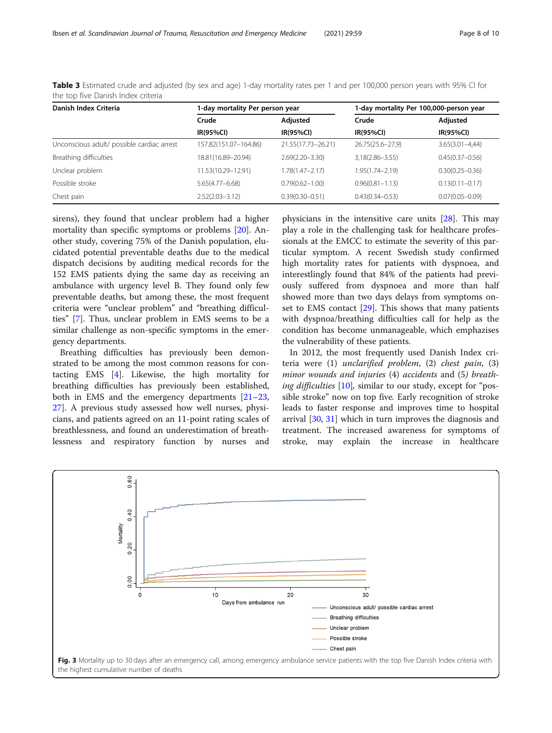**Table 3** Estimated crude and adjusted (by sex and age) 1-day mortality rates per 1 and per 100,000 person years with 95% CI for the top five Danish Index criteria

| Danish Index Criteria | 1-day mortality Per person year | | 1-day mortality Per 100,000-person year | |
|---|---|---|---|---|
| | Crude | Adjusted | Crude | Adjusted |
| | IR(95%CI) | IR(95%CI) | IR(95%CI) | IR(95%CI) |
| Unconscious adult/ possible cardiac arrest | 157.82(151.07–164.86) | 21.55(17.73–26.21) | 26.75(25.6–27,9) | 3.65(3.01–4,44) |
| Breathing difficulties | 18.81(16.89–20.94) | 2.69(2.20–3.30) | 3,18(2.86–3.55) | 0.45(0.37–0.56) |
| Unclear problem | 11.53(10.29–12.91) | 1.78(1.47–2.17) | 1.95(1.74–2.19) | 0.30(0.25–0.36) |
| Possible stroke | 5.65(4.77–6.68) | 0.79(0.62–1.00) | 0.96(0.81–1.13) | 0.13(0.11–0.17) |
| Chest pain | 2.52(2.03–3.12) | 0.39(0.30–0.51) | 0.43(0.34–0.53) | 0.07(0.05–0.09) |

sirens), they found that unclear problem had a higher mortality than specific symptoms or problems [20]. Another study, covering 75% of the Danish population, elucidated potential preventable deaths due to the medical dispatch decisions by auditing medical records for the 152 EMS patients dying the same day as receiving an ambulance with urgency level B. They found only few preventable deaths, but among these, the most frequent criteria were "unclear problem" and "breathing difficulties" [7]. Thus, unclear problem in EMS seems to be a similar challenge as non-specific symptoms in the emergency departments.

Breathing difficulties has previously been demonstrated to be among the most common reasons for contacting EMS [4]. Likewise, the high mortality for breathing difficulties has previously been established, both in EMS and the emergency departments [21–23, 27]. A previous study assessed how well nurses, physicians, and patients agreed on an 11-point rating scales of breathlessness, and found an underestimation of breathlessness and respiratory function by nurses and physicians in the intensive care units [28]. This may play a role in the challenging task for healthcare professionals at the EMCC to estimate the severity of this particular symptom. A recent Swedish study confirmed high mortality rates for patients with dyspnoea, and interestlingly found that 84% of the patients had previously suffered from dyspnoea and more than half showed more than two days delays from symptoms onset to EMS contact [29]. This shows that many patients with dyspnoa/breathing difficulties call for help as the condition has become unmanageable, which emphasizes the vulnerability of these patients.

In 2012, the most frequently used Danish Index criteria were (1) *unclarified problem*, (2) *chest pain*, (3) *minor wounds and injuries* (4) *accidents* and (5) *breathing difficulties* [10], similar to our study, except for "possible stroke" now on top five. Early recognition of stroke leads to faster response and improves time to hospital arrival [30, 31] which in turn improves the diagnosis and treatment. The increased awareness for symptoms of stroke, may explain the increase in healthcare

**Fig. 3** Mortality up to 30 days after an emergency call, among emergency ambulance service patients with the top five Danish Index criteria with the highest cumulative number of deaths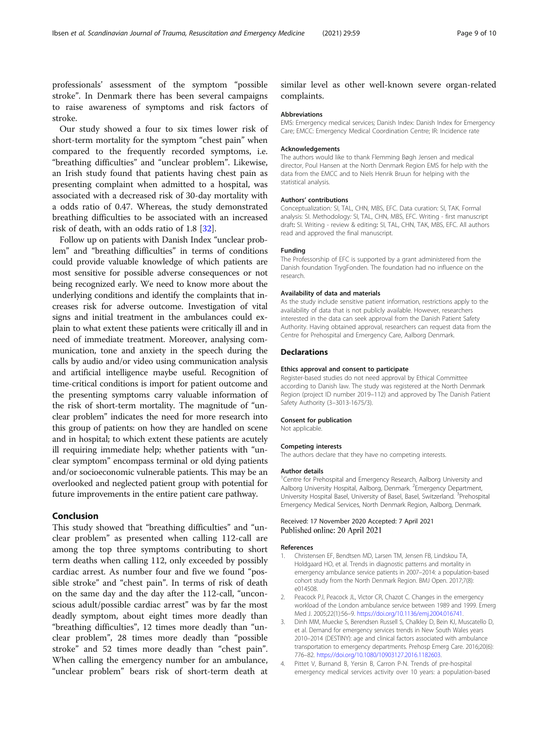professionals' assessment of the symptom "possible stroke". In Denmark there has been several campaigns to raise awareness of symptoms and risk factors of stroke.

Our study showed a four to six times lower risk of short-term mortality for the symptom "chest pain" when compared to the frequently recorded symptoms, i.e. "breathing difficulties" and "unclear problem". Likewise, an Irish study found that patients having chest pain as presenting complaint when admitted to a hospital, was associated with a decreased risk of 30-day mortality with a odds ratio of 0.47. Whereas, the study demonstrated breathing difficulties to be associated with an increased risk of death, with an odds ratio of 1.8 [32].

Follow up on patients with Danish Index "unclear problem" and "breathing difficulties" in terms of conditions could provide valuable knowledge of which patients are most sensitive for possible adverse consequences or not being recognized early. We need to know more about the underlying conditions and identify the complaints that increases risk for adverse outcome. Investigation of vital signs and initial treatment in the ambulances could explain to what extent these patients were critically ill and in need of immediate treatment. Moreover, analysing communication, tone and anxiety in the speech during the calls by audio and/or video using communication analysis and artificial intelligence maybe useful. Recognition of time-critical conditions is import for patient outcome and the presenting symptoms carry valuable information of the risk of short-term mortality. The magnitude of "unclear problem" indicates the need for more research into this group of patients: on how they are handled on scene and in hospital; to which extent these patients are acutely ill requiring immediate help; whether patients with "unclear symptom" encompass terminal or old dying patients and/or socioeconomic vulnerable patients. This may be an overlooked and neglected patient group with potential for future improvements in the entire patient care pathway.

## Conclusion

This study showed that "breathing difficulties" and "unclear problem" as presented when calling 112-call are among the top three symptoms contributing to short term deaths when calling 112, only exceeded by possibly cardiac arrest. As number four and five we found "possible stroke" and "chest pain". In terms of risk of death on the same day and the day after the 112-call, "unconscious adult/possible cardiac arrest" was by far the most deadly symptom, about eight times more deadly than "breathing difficulties", 12 times more deadly than "unclear problem", 28 times more deadly than "possible stroke" and 52 times more deadly than "chest pain". When calling the emergency number for an ambulance, "unclear problem" bears risk of short-term death at similar level as other well-known severe organ-related complaints.

### Abbreviations

EMS: Emergency medical services; Danish Index: Danish Index for Emergency Care; EMCC: Emergency Medical Coordination Centre; IR: Incidence rate

### Acknowledgements

The authors would like to thank Flemming Bøgh Jensen and medical director, Poul Hansen at the North Denmark Region EMS for help with the data from the EMCC and to Niels Henrik Bruun for helping with the statistical analysis.

### Authors' contributions

Conceptualization: SI, TAL, CHN, MBS, EFC. Data curation: SI, TAK. Formal analysis: SI. Methodology: SI, TAL, CHN, MBS, EFC. Writing - first manuscript draft: SI. Writing - review & editing: SI, TAL, CHN, TAK, MBS, EFC. All authors read and approved the final manuscript.

### Funding

The Professorship of EFC is supported by a grant administered from the Danish foundation TrygFonden. The foundation had no influence on the research.

### Availability of data and materials

As the study include sensitive patient information, restrictions apply to the availability of data that is not publicly available. However, researchers interested in the data can seek approval from the Danish Patient Safety Authority. Having obtained approval, researchers can request data from the Centre for Prehospital and Emergency Care, Aalborg Denmark.

## Declarations

### Ethics approval and consent to participate

Register-based studies do not need approval by Ethical Committee according to Danish law. The study was registered at the North Denmark Region (project ID number 2019–112) and approved by The Danish Patient Safety Authority (3–3013-1675/3).

### Consent for publication

Not applicable.

### Competing interests

The authors declare that they have no competing interests.

### Author details

[1]Centre for Prehospital and Emergency Research, Aalborg University and Aalborg University Hospital, Aalborg, Denmark. [2]Emergency Department, University Hospital Basel, University of Basel, Basel, Switzerland. [3]Prehospital Emergency Medical Services, North Denmark Region, Aalborg, Denmark.

Received: 17 November 2020 Accepted: 7 April 2021
Published online: 20 April 2021

### References

1. Christensen EF, Bendtsen MD, Larsen TM, Jensen FB, Lindskou TA, Holdgaard HO, et al. Trends in diagnostic patterns and mortality in emergency ambulance service patients in 2007–2014: a population-based cohort study from the North Denmark Region. BMJ Open. 2017;7(8):e014508.
2. Peacock PJ, Peacock JL, Victor CR, Chazot C. Changes in the emergency workload of the London ambulance service between 1989 and 1999. Emerg Med J. 2005;22(1):56–9. https://doi.org/10.1136/emj.2004.016741.
3. Dinh MM, Muecke S, Berendsen Russell S, Chalkley D, Bein KJ, Muscatello D, et al. Demand for emergency services trends in New South Wales years 2010–2014 (DESTINY): age and clinical factors associated with ambulance transportation to emergency departments. Prehosp Emerg Care. 2016;20(6):776–82. https://doi.org/10.1080/10903127.2016.1182603.
4. Pittet V, Burnand B, Yersin B, Carron P-N. Trends of pre-hospital emergency medical services activity over 10 years: a population-based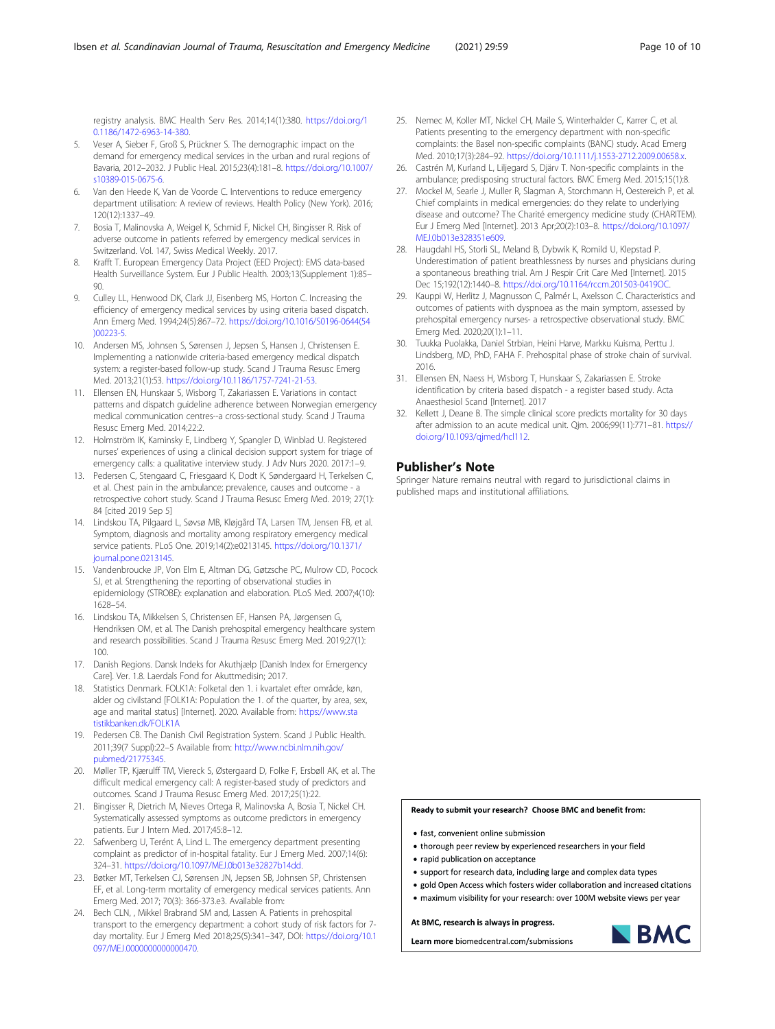registry analysis. BMC Health Serv Res. 2014;14(1):380. https://doi.org/10.1186/1472-6963-14-380.

5. Veser A, Sieber F, Groß S, Prückner S. The demographic impact on the demand for emergency medical services in the urban and rural regions of Bavaria, 2012–2032. J Public Heal. 2015;23(4):181–8. https://doi.org/10.1007/s10389-015-0675-6.
6. Van den Heede K, Van de Voorde C. Interventions to reduce emergency department utilisation: A review of reviews. Health Policy (New York). 2016;120(12):1337–49.
7. Bosia T, Malinovska A, Weigel K, Schmid F, Nickel CH, Bingisser R. Risk of adverse outcome in patients referred by emergency medical services in Switzerland. Vol. 147, Swiss Medical Weekly. 2017.
8. Krafft T. European Emergency Data Project (EED Project): EMS data-based Health Surveillance System. Eur J Public Health. 2003;13(Supplement 1):85–90.
9. Culley LL, Henwood DK, Clark JJ, Eisenberg MS, Horton C. Increasing the efficiency of emergency medical services by using criteria based dispatch. Ann Emerg Med. 1994;24(5):867–72. https://doi.org/10.1016/S0196-0644(54)00223-5.
10. Andersen MS, Johnsen S, Sørensen J, Jepsen S, Hansen J, Christensen E. Implementing a nationwide criteria-based emergency medical dispatch system: a register-based follow-up study. Scand J Trauma Resusc Emerg Med. 2013;21(1):53. https://doi.org/10.1186/1757-7241-21-53.
11. Ellensen EN, Hunskaar S, Wisborg T, Zakariassen E. Variations in contact patterns and dispatch guideline adherence between Norwegian emergency medical communication centres--a cross-sectional study. Scand J Trauma Resusc Emerg Med. 2014;22:2.
12. Holmström IK, Kaminsky E, Lindberg Y, Spangler D, Winblad U. Registered nurses' experiences of using a clinical decision support system for triage of emergency calls: a qualitative interview study. J Adv Nurs 2020. 2017:1–9.
13. Pedersen C, Stengaard C, Friesgaard K, Dodt K, Søndergaard H, Terkelsen C, et al. Chest pain in the ambulance; prevalence, causes and outcome - a retrospective cohort study. Scand J Trauma Resusc Emerg Med. 2019; 27(1): 84 [cited 2019 Sep 5]
14. Lindskou TA, Pilgaard L, Søvsø MB, Kløjgård TA, Larsen TM, Jensen FB, et al. Symptom, diagnosis and mortality among respiratory emergency medical service patients. PLoS One. 2019;14(2):e0213145. https://doi.org/10.1371/journal.pone.0213145.
15. Vandenbroucke JP, Von Elm E, Altman DG, Gøtzsche PC, Mulrow CD, Pocock SJ, et al. Strengthening the reporting of observational studies in epidemiology (STROBE): explanation and elaboration. PLoS Med. 2007;4(10):1628–54.
16. Lindskou TA, Mikkelsen S, Christensen EF, Hansen PA, Jørgensen G, Hendriksen OM, et al. The Danish prehospital emergency healthcare system and research possibilities. Scand J Trauma Resusc Emerg Med. 2019;27(1):100.
17. Danish Regions. Dansk Indeks for Akuthjælp [Danish Index for Emergency Care]. Ver. 1.8. Laerdals Fond for Akuttmedisin; 2017.
18. Statistics Denmark. FOLK1A: Folketal den 1. i kvartalet efter område, køn, alder og civilstand [FOLK1A: Population the 1. of the quarter, by area, sex, age and marital status] [Internet]. 2020. Available from: https://www.statistikbanken.dk/FOLK1A
19. Pedersen CB. The Danish Civil Registration System. Scand J Public Health. 2011;39(7 Suppl):22–5 Available from: http://www.ncbi.nlm.nih.gov/pubmed/21775345.
20. Møller TP, Kjærulff TM, Viereck S, Østergaard D, Folke F, Ersbøll AK, et al. The difficult medical emergency call: A register-based study of predictors and outcomes. Scand J Trauma Resusc Emerg Med. 2017;25(1):22.
21. Bingisser R, Dietrich M, Nieves Ortega R, Malinovska A, Bosia T, Nickel CH. Systematically assessed symptoms as outcome predictors in emergency patients. Eur J Intern Med. 2017;45:8–12.
22. Safwenberg U, Terént A, Lind L. The emergency department presenting complaint as predictor of in-hospital fatality. Eur J Emerg Med. 2007;14(6):324–31. https://doi.org/10.1097/MEJ.0b013e32827b14dd.
23. Bøtker MT, Terkelsen CJ, Sørensen JN, Jepsen SB, Johnsen SP, Christensen EF, et al. Long-term mortality of emergency medical services patients. Ann Emerg Med. 2017; 70(3): 366-373.e3. Available from:
24. Bech CLN, , Mikkel Brabrand SM and, Lassen A. Patients in prehospital transport to the emergency department: a cohort study of risk factors for 7-day mortality. Eur J Emerg Med 2018;25(5):341–347, DOI: https://doi.org/10.1097/MEJ.0000000000000470.
25. Nemec M, Koller MT, Nickel CH, Maile S, Winterhalder C, Karrer C, et al. Patients presenting to the emergency department with non-specific complaints: the Basel non-specific complaints (BANC) study. Acad Emerg Med. 2010;17(3):284–92. https://doi.org/10.1111/j.1553-2712.2009.00658.x.
26. Castrén M, Kurland L, Liljegard S, Djärv T. Non-specific complaints in the ambulance; predisposing structural factors. BMC Emerg Med. 2015;15(1):8.
27. Mockel M, Searle J, Muller R, Slagman A, Storchmann H, Oestereich P, et al. Chief complaints in medical emergencies: do they relate to underlying disease and outcome? The Charité emergency medicine study (CHARITEM). Eur J Emerg Med [Internet]. 2013 Apr;20(2):103–8. https://doi.org/10.1097/MEJ.0b013e328351e609.
28. Haugdahl HS, Storli SL, Meland B, Dybwik K, Romild U, Klepstad P. Underestimation of patient breathlessness by nurses and physicians during a spontaneous breathing trial. Am J Respir Crit Care Med [Internet]. 2015 Dec 15;192(12):1440–8. https://doi.org/10.1164/rccm.201503-0419OC.
29. Kauppi W, Herlitz J, Magnusson C, Palmér L, Axelsson C. Characteristics and outcomes of patients with dyspnoea as the main symptom, assessed by prehospital emergency nurses- a retrospective observational study. BMC Emerg Med. 2020;20(1):1–11.
30. Tuukka Puolakka, Daniel Strbian, Heini Harve, Markku Kuisma, Perttu J. Lindsberg, MD, PhD, FAHA F. Prehospital phase of stroke chain of survival. 2016.
31. Ellensen EN, Naess H, Wisborg T, Hunskaar S, Zakariassen E. Stroke identification by criteria based dispatch - a register based study. Acta Anaesthesiol Scand [Internet]. 2017
32. Kellett J, Deane B. The simple clinical score predicts mortality for 30 days after admission to an acute medical unit. Qjm. 2006;99(11):771–81. https://doi.org/10.1093/qjmed/hcl112.

## Publisher's Note

Springer Nature remains neutral with regard to jurisdictional claims in published maps and institutional affiliations.

**Ready to submit your research? Choose BMC and benefit from:**

- fast, convenient online submission
- thorough peer review by experienced researchers in your field
- rapid publication on acceptance
- support for research data, including large and complex data types
- gold Open Access which fosters wider collaboration and increased citations
- maximum visibility for your research: over 100M website views per year

**At BMC, research is always in progress.**

**Learn more** biomedcentral.com/submissions

BMC